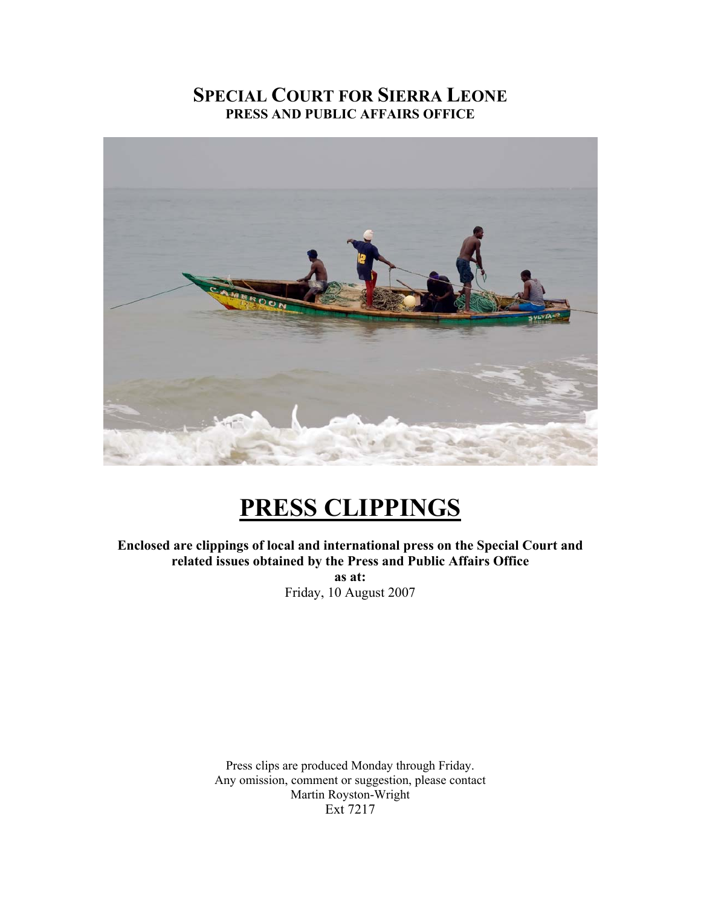# SPECIAL COURT FOR SIERRA LEONE

**PRESS AND PUBLIC AFFAIRS OFFICE**

# PRESS CLIPPINGS

**Enclosed are clippings of local and international press on the Special Court and related issues obtained by the Press and Public Affairs Office**

**as at:**

Friday, 10 August 2007

Press clips are produced Monday through Friday.
Any omission, comment or suggestion, please contact
Martin Royston-Wright
Ext 7217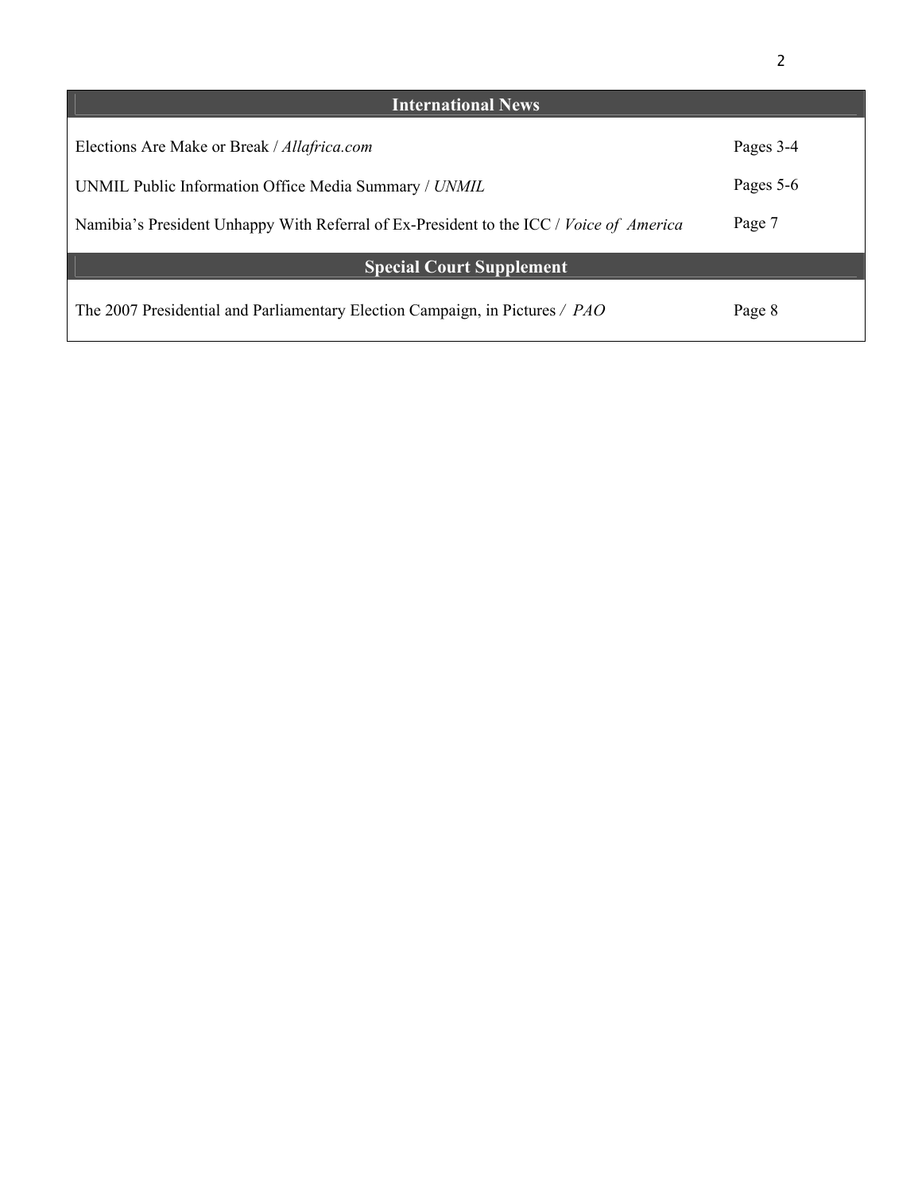## International News

| | |
|---|---|
| Elections Are Make or Break / *Allafrica.com* | Pages 3-4 |
| UNMIL Public Information Office Media Summary / *UNMIL* | Pages 5-6 |
| Namibia's President Unhappy With Referral of Ex-President to the ICC / *Voice of America* | Page 7 |

## Special Court Supplement

| | |
|---|---|
| The 2007 Presidential and Parliamentary Election Campaign, in Pictures / *PAO* | Page 8 |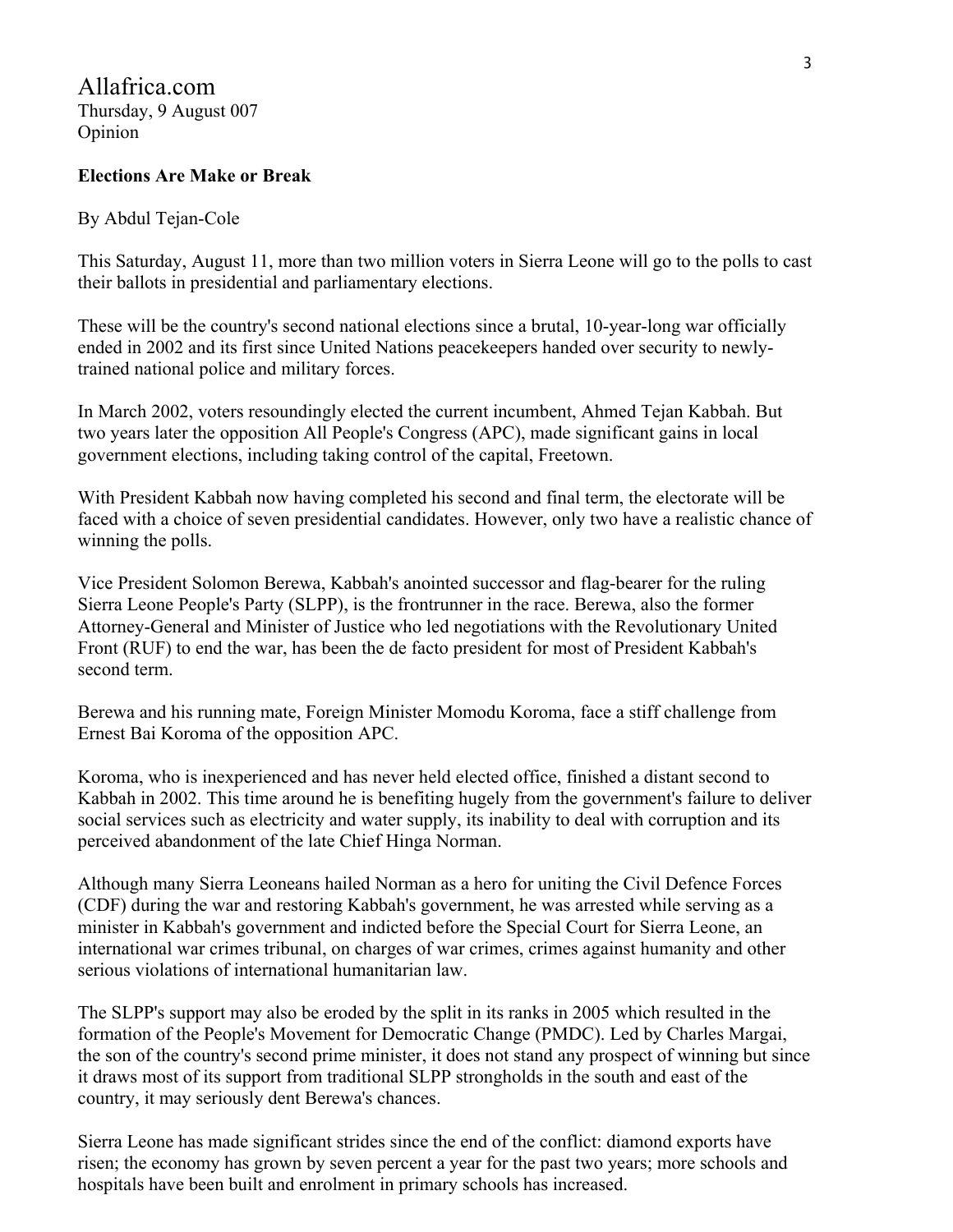Allafrica.com
Thursday, 9 August 007
Opinion

**Elections Are Make or Break**

By Abdul Tejan-Cole

This Saturday, August 11, more than two million voters in Sierra Leone will go to the polls to cast their ballots in presidential and parliamentary elections.

These will be the country's second national elections since a brutal, 10-year-long war officially ended in 2002 and its first since United Nations peacekeepers handed over security to newly-trained national police and military forces.

In March 2002, voters resoundingly elected the current incumbent, Ahmed Tejan Kabbah. But two years later the opposition All People's Congress (APC), made significant gains in local government elections, including taking control of the capital, Freetown.

With President Kabbah now having completed his second and final term, the electorate will be faced with a choice of seven presidential candidates. However, only two have a realistic chance of winning the polls.

Vice President Solomon Berewa, Kabbah's anointed successor and flag-bearer for the ruling Sierra Leone People's Party (SLPP), is the frontrunner in the race. Berewa, also the former Attorney-General and Minister of Justice who led negotiations with the Revolutionary United Front (RUF) to end the war, has been the de facto president for most of President Kabbah's second term.

Berewa and his running mate, Foreign Minister Momodu Koroma, face a stiff challenge from Ernest Bai Koroma of the opposition APC.

Koroma, who is inexperienced and has never held elected office, finished a distant second to Kabbah in 2002. This time around he is benefiting hugely from the government's failure to deliver social services such as electricity and water supply, its inability to deal with corruption and its perceived abandonment of the late Chief Hinga Norman.

Although many Sierra Leoneans hailed Norman as a hero for uniting the Civil Defence Forces (CDF) during the war and restoring Kabbah's government, he was arrested while serving as a minister in Kabbah's government and indicted before the Special Court for Sierra Leone, an international war crimes tribunal, on charges of war crimes, crimes against humanity and other serious violations of international humanitarian law.

The SLPP's support may also be eroded by the split in its ranks in 2005 which resulted in the formation of the People's Movement for Democratic Change (PMDC). Led by Charles Margai, the son of the country's second prime minister, it does not stand any prospect of winning but since it draws most of its support from traditional SLPP strongholds in the south and east of the country, it may seriously dent Berewa's chances.

Sierra Leone has made significant strides since the end of the conflict: diamond exports have risen; the economy has grown by seven percent a year for the past two years; more schools and hospitals have been built and enrolment in primary schools has increased.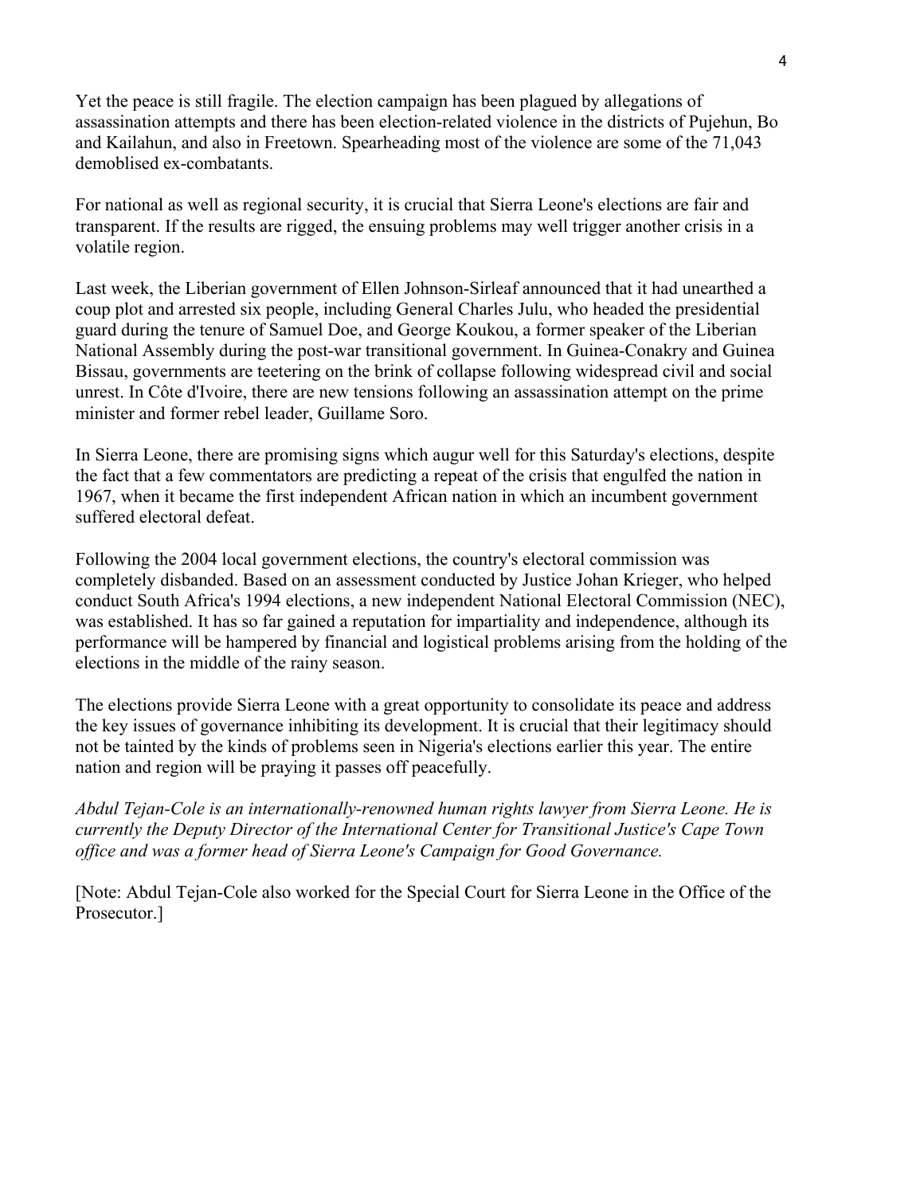Yet the peace is still fragile. The election campaign has been plagued by allegations of assassination attempts and there has been election-related violence in the districts of Pujehun, Bo and Kailahun, and also in Freetown. Spearheading most of the violence are some of the 71,043 demoblised ex-combatants.

For national as well as regional security, it is crucial that Sierra Leone's elections are fair and transparent. If the results are rigged, the ensuing problems may well trigger another crisis in a volatile region.

Last week, the Liberian government of Ellen Johnson-Sirleaf announced that it had unearthed a coup plot and arrested six people, including General Charles Julu, who headed the presidential guard during the tenure of Samuel Doe, and George Koukou, a former speaker of the Liberian National Assembly during the post-war transitional government. In Guinea-Conakry and Guinea Bissau, governments are teetering on the brink of collapse following widespread civil and social unrest. In Côte d'Ivoire, there are new tensions following an assassination attempt on the prime minister and former rebel leader, Guillame Soro.

In Sierra Leone, there are promising signs which augur well for this Saturday's elections, despite the fact that a few commentators are predicting a repeat of the crisis that engulfed the nation in 1967, when it became the first independent African nation in which an incumbent government suffered electoral defeat.

Following the 2004 local government elections, the country's electoral commission was completely disbanded. Based on an assessment conducted by Justice Johan Krieger, who helped conduct South Africa's 1994 elections, a new independent National Electoral Commission (NEC), was established. It has so far gained a reputation for impartiality and independence, although its performance will be hampered by financial and logistical problems arising from the holding of the elections in the middle of the rainy season.

The elections provide Sierra Leone with a great opportunity to consolidate its peace and address the key issues of governance inhibiting its development. It is crucial that their legitimacy should not be tainted by the kinds of problems seen in Nigeria's elections earlier this year. The entire nation and region will be praying it passes off peacefully.

*Abdul Tejan-Cole is an internationally-renowned human rights lawyer from Sierra Leone. He is currently the Deputy Director of the International Center for Transitional Justice's Cape Town office and was a former head of Sierra Leone's Campaign for Good Governance.*

[Note: Abdul Tejan-Cole also worked for the Special Court for Sierra Leone in the Office of the Prosecutor.]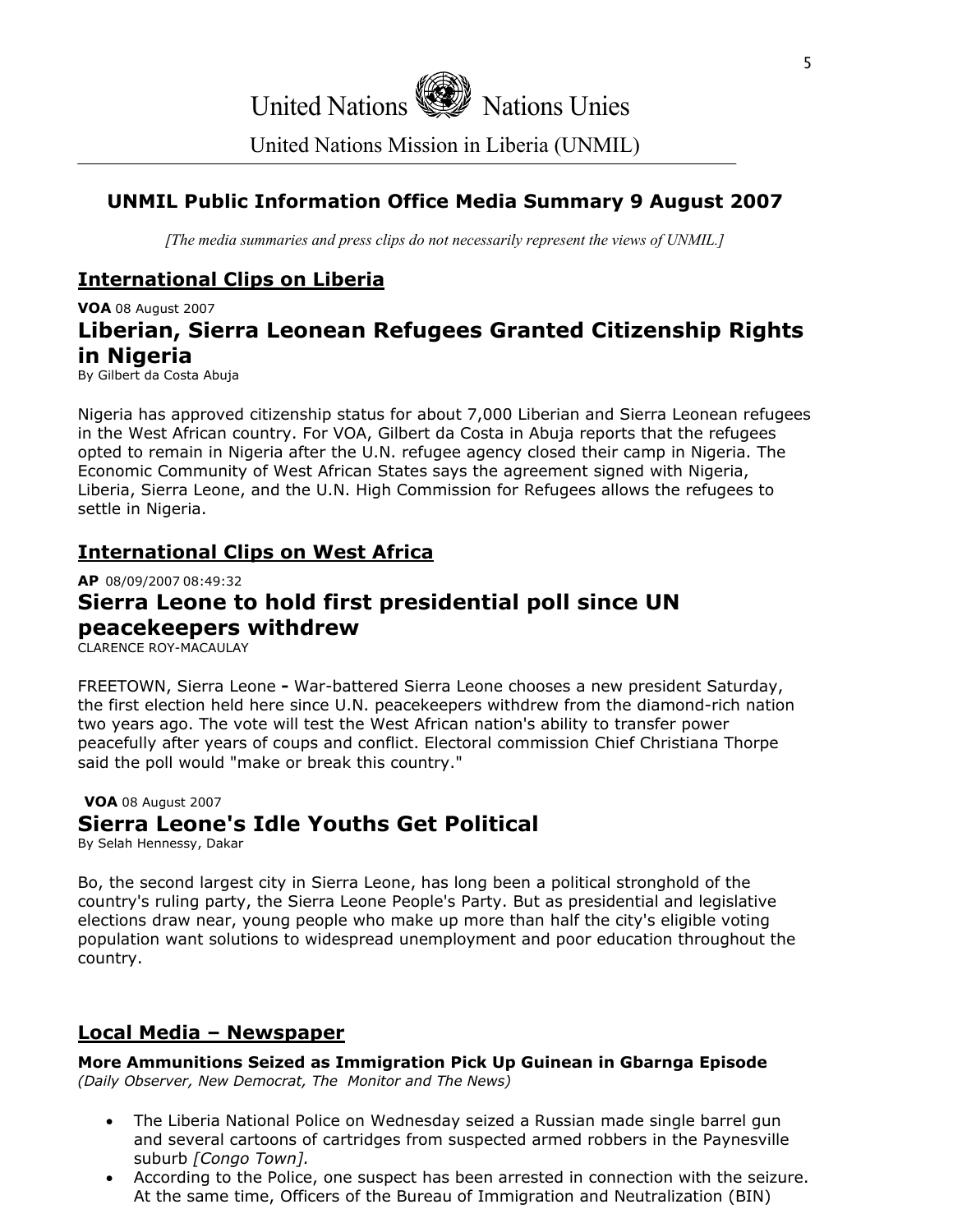# United Nations Nations Unies

United Nations Mission in Liberia (UNMIL)

## UNMIL Public Information Office Media Summary 9 August 2007

*[The media summaries and press clips do not necessarily represent the views of UNMIL.]*

## International Clips on Liberia

**VOA** 08 August 2007

### Liberian, Sierra Leonean Refugees Granted Citizenship Rights in Nigeria

By Gilbert da Costa Abuja

Nigeria has approved citizenship status for about 7,000 Liberian and Sierra Leonean refugees in the West African country. For VOA, Gilbert da Costa in Abuja reports that the refugees opted to remain in Nigeria after the U.N. refugee agency closed their camp in Nigeria. The Economic Community of West African States says the agreement signed with Nigeria, Liberia, Sierra Leone, and the U.N. High Commission for Refugees allows the refugees to settle in Nigeria.

## International Clips on West Africa

**AP** 08/09/2007 08:49:32

### Sierra Leone to hold first presidential poll since UN peacekeepers withdrew

CLARENCE ROY-MACAULAY

FREETOWN, Sierra Leone **-** War-battered Sierra Leone chooses a new president Saturday, the first election held here since U.N. peacekeepers withdrew from the diamond-rich nation two years ago. The vote will test the West African nation's ability to transfer power peacefully after years of coups and conflict. Electoral commission Chief Christiana Thorpe said the poll would "make or break this country."

**VOA** 08 August 2007

### Sierra Leone's Idle Youths Get Political

By Selah Hennessy, Dakar

Bo, the second largest city in Sierra Leone, has long been a political stronghold of the country's ruling party, the Sierra Leone People's Party. But as presidential and legislative elections draw near, young people who make up more than half the city's eligible voting population want solutions to widespread unemployment and poor education throughout the country.

## Local Media – Newspaper

**More Ammunitions Seized as Immigration Pick Up Guinean in Gbarnga Episode**
*(Daily Observer, New Democrat, The Monitor and The News)*

- The Liberia National Police on Wednesday seized a Russian made single barrel gun and several cartoons of cartridges from suspected armed robbers in the Paynesville suburb *[Congo Town].*
- According to the Police, one suspect has been arrested in connection with the seizure. At the same time, Officers of the Bureau of Immigration and Neutralization (BIN)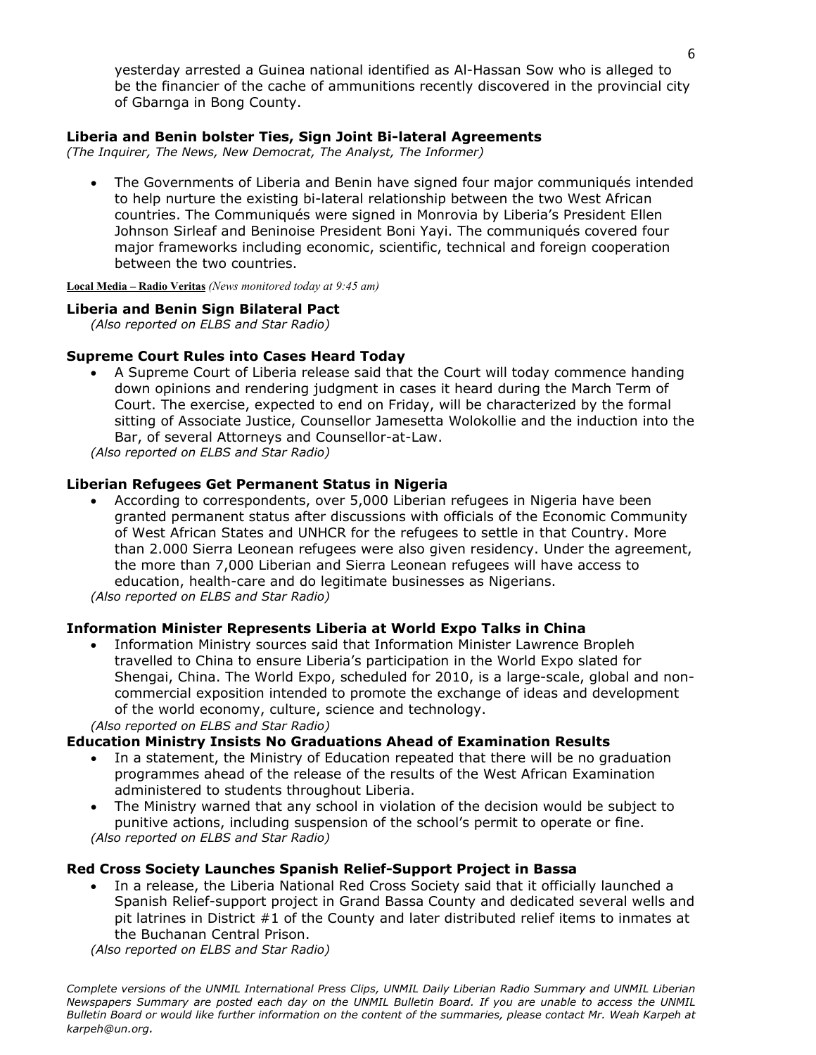yesterday arrested a Guinea national identified as Al-Hassan Sow who is alleged to be the financier of the cache of ammunitions recently discovered in the provincial city of Gbarnga in Bong County.

**Liberia and Benin bolster Ties, Sign Joint Bi-lateral Agreements**
*(The Inquirer, The News, New Democrat, The Analyst, The Informer)*

- The Governments of Liberia and Benin have signed four major communiqués intended to help nurture the existing bi-lateral relationship between the two West African countries. The Communiqués were signed in Monrovia by Liberia's President Ellen Johnson Sirleaf and Beninoise President Boni Yayi. The communiqués covered four major frameworks including economic, scientific, technical and foreign cooperation between the two countries.

**Local Media – Radio Veritas** *(News monitored today at 9:45 am)*

**Liberia and Benin Sign Bilateral Pact**
*(Also reported on ELBS and Star Radio)*

**Supreme Court Rules into Cases Heard Today**

- A Supreme Court of Liberia release said that the Court will today commence handing down opinions and rendering judgment in cases it heard during the March Term of Court. The exercise, expected to end on Friday, will be characterized by the formal sitting of Associate Justice, Counsellor Jamesetta Wolokollie and the induction into the Bar, of several Attorneys and Counsellor-at-Law.

*(Also reported on ELBS and Star Radio)*

**Liberian Refugees Get Permanent Status in Nigeria**

- According to correspondents, over 5,000 Liberian refugees in Nigeria have been granted permanent status after discussions with officials of the Economic Community of West African States and UNHCR for the refugees to settle in that Country. More than 2.000 Sierra Leonean refugees were also given residency. Under the agreement, the more than 7,000 Liberian and Sierra Leonean refugees will have access to education, health-care and do legitimate businesses as Nigerians.

*(Also reported on ELBS and Star Radio)*

**Information Minister Represents Liberia at World Expo Talks in China**

- Information Ministry sources said that Information Minister Lawrence Bropleh travelled to China to ensure Liberia's participation in the World Expo slated for Shengai, China. The World Expo, scheduled for 2010, is a large-scale, global and non-commercial exposition intended to promote the exchange of ideas and development of the world economy, culture, science and technology.

*(Also reported on ELBS and Star Radio)*

**Education Ministry Insists No Graduations Ahead of Examination Results**

- In a statement, the Ministry of Education repeated that there will be no graduation programmes ahead of the release of the results of the West African Examination administered to students throughout Liberia.
- The Ministry warned that any school in violation of the decision would be subject to punitive actions, including suspension of the school's permit to operate or fine.

*(Also reported on ELBS and Star Radio)*

**Red Cross Society Launches Spanish Relief-Support Project in Bassa**

- In a release, the Liberia National Red Cross Society said that it officially launched a Spanish Relief-support project in Grand Bassa County and dedicated several wells and pit latrines in District #1 of the County and later distributed relief items to inmates at the Buchanan Central Prison.

*(Also reported on ELBS and Star Radio)*

*Complete versions of the UNMIL International Press Clips, UNMIL Daily Liberian Radio Summary and UNMIL Liberian Newspapers Summary are posted each day on the UNMIL Bulletin Board. If you are unable to access the UNMIL Bulletin Board or would like further information on the content of the summaries, please contact Mr. Weah Karpeh at karpeh@un.org.*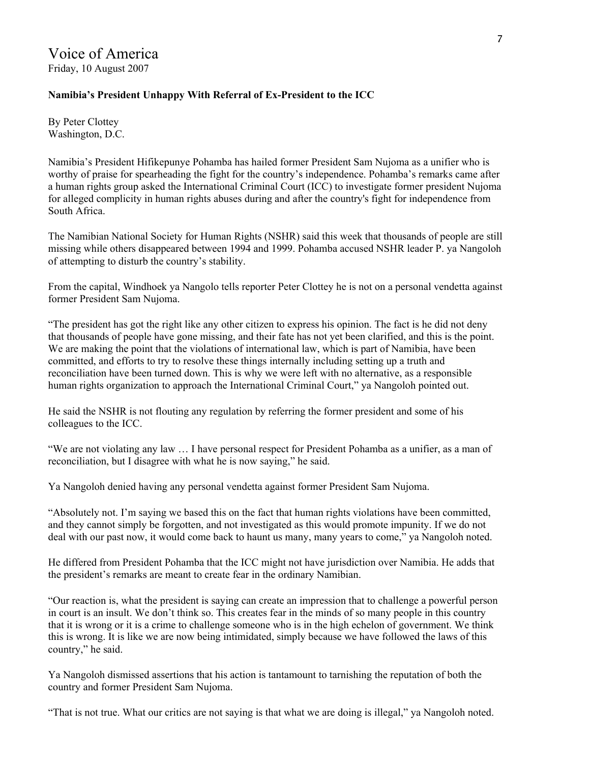# Voice of America

Friday, 10 August 2007

**Namibia's President Unhappy With Referral of Ex-President to the ICC**

By Peter Clottey
Washington, D.C.

Namibia's President Hifikepunye Pohamba has hailed former President Sam Nujoma as a unifier who is worthy of praise for spearheading the fight for the country's independence. Pohamba's remarks came after a human rights group asked the International Criminal Court (ICC) to investigate former president Nujoma for alleged complicity in human rights abuses during and after the country's fight for independence from South Africa.

The Namibian National Society for Human Rights (NSHR) said this week that thousands of people are still missing while others disappeared between 1994 and 1999. Pohamba accused NSHR leader P. ya Nangoloh of attempting to disturb the country's stability.

From the capital, Windhoek ya Nangolo tells reporter Peter Clottey he is not on a personal vendetta against former President Sam Nujoma.

"The president has got the right like any other citizen to express his opinion. The fact is he did not deny that thousands of people have gone missing, and their fate has not yet been clarified, and this is the point. We are making the point that the violations of international law, which is part of Namibia, have been committed, and efforts to try to resolve these things internally including setting up a truth and reconciliation have been turned down. This is why we were left with no alternative, as a responsible human rights organization to approach the International Criminal Court," ya Nangoloh pointed out.

He said the NSHR is not flouting any regulation by referring the former president and some of his colleagues to the ICC.

"We are not violating any law … I have personal respect for President Pohamba as a unifier, as a man of reconciliation, but I disagree with what he is now saying," he said.

Ya Nangoloh denied having any personal vendetta against former President Sam Nujoma.

"Absolutely not. I'm saying we based this on the fact that human rights violations have been committed, and they cannot simply be forgotten, and not investigated as this would promote impunity. If we do not deal with our past now, it would come back to haunt us many, many years to come," ya Nangoloh noted.

He differed from President Pohamba that the ICC might not have jurisdiction over Namibia. He adds that the president's remarks are meant to create fear in the ordinary Namibian.

"Our reaction is, what the president is saying can create an impression that to challenge a powerful person in court is an insult. We don't think so. This creates fear in the minds of so many people in this country that it is wrong or it is a crime to challenge someone who is in the high echelon of government. We think this is wrong. It is like we are now being intimidated, simply because we have followed the laws of this country," he said.

Ya Nangoloh dismissed assertions that his action is tantamount to tarnishing the reputation of both the country and former President Sam Nujoma.

"That is not true. What our critics are not saying is that what we are doing is illegal," ya Nangoloh noted.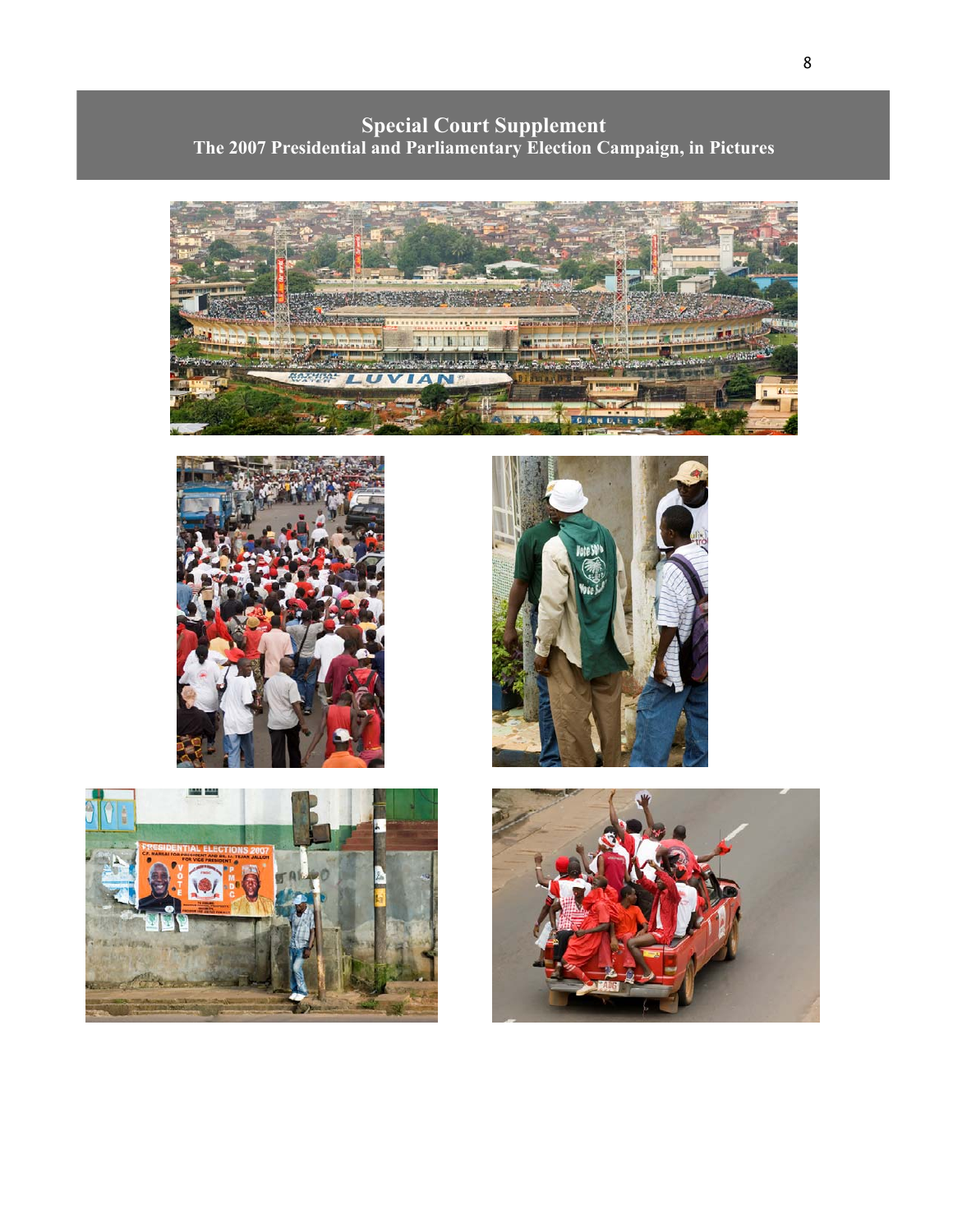## Special Court Supplement

### The 2007 Presidential and Parliamentary Election Campaign, in Pictures